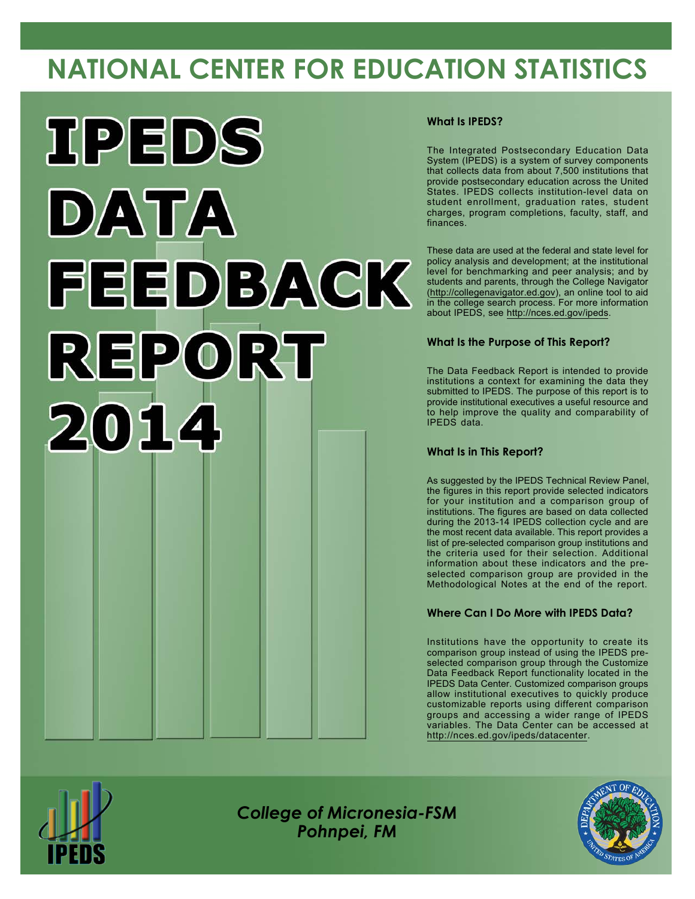# NATIONAL CENTER FOR EDUCATION STATISTICS

# IPEDS DATA FEEDBACK REPORT 2014

### What Is IPEDS?

The Integrated Postsecondary Education Data System (IPEDS) is a system of survey components that collects data from about 7,500 institutions that provide postsecondary education across the United States. IPEDS collects institution-level data on student enrollment, graduation rates, student charges, program completions, faculty, staff, and finances.

These data are used at the federal and state level for policy analysis and development; at the institutional level for benchmarking and peer analysis; and by students and parents, through the College Navigator (http://collegenavigator.ed.gov), an online tool to aid in the college search process. For more information about IPEDS, see http://nces.ed.gov/ipeds.

### What Is the Purpose of This Report?

The Data Feedback Report is intended to provide institutions a context for examining the data they submitted to IPEDS. The purpose of this report is to provide institutional executives a useful resource and to help improve the quality and comparability of IPEDS data.

### What Is in This Report?

As suggested by the IPEDS Technical Review Panel, the figures in this report provide selected indicators for your institution and a comparison group of institutions. The figures are based on data collected during the 2013-14 IPEDS collection cycle and are the most recent data available. This report provides a list of pre-selected comparison group institutions and the criteria used for their selection. Additional information about these indicators and the pre-selected comparison group are provided in the Methodological Notes at the end of the report.

### Where Can I Do More with IPEDS Data?

Institutions have the opportunity to create its comparison group instead of using the IPEDS pre-selected comparison group through the Customize Data Feedback Report functionality located in the IPEDS Data Center. Customized comparison groups allow institutional executives to quickly produce customizable reports using different comparison groups and accessing a wider range of IPEDS variables. The Data Center can be accessed at http://nces.ed.gov/ipeds/datacenter.

*College of Micronesia-FSM*
*Pohnpei, FM*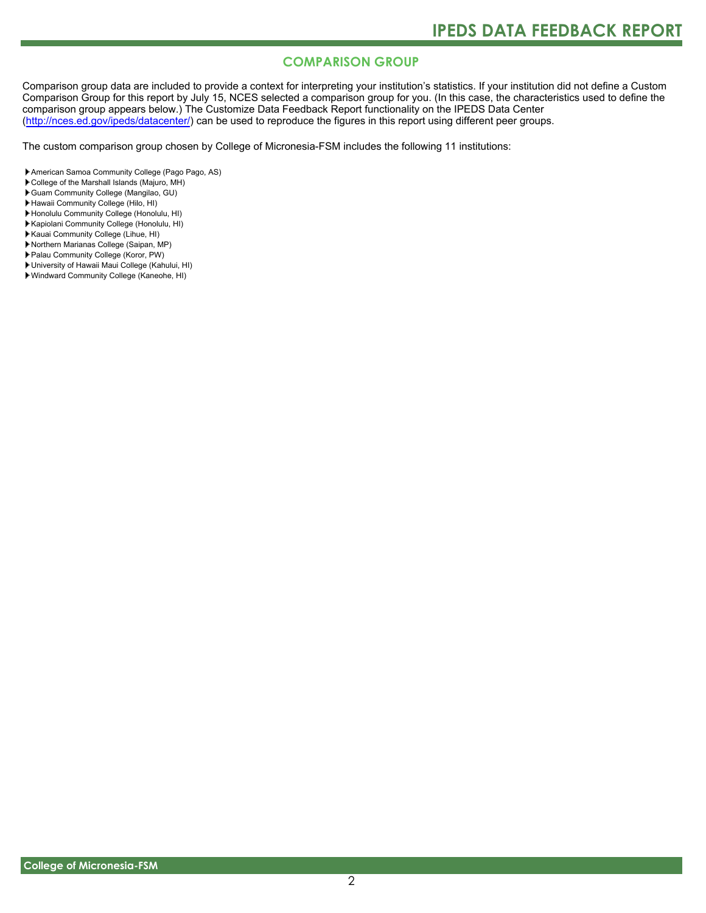## COMPARISON GROUP

Comparison group data are included to provide a context for interpreting your institution's statistics. If your institution did not define a Custom Comparison Group for this report by July 15, NCES selected a comparison group for you. (In this case, the characteristics used to define the comparison group appears below.) The Customize Data Feedback Report functionality on the IPEDS Data Center (http://nces.ed.gov/ipeds/datacenter/) can be used to reproduce the figures in this report using different peer groups.

The custom comparison group chosen by College of Micronesia-FSM includes the following 11 institutions:

- American Samoa Community College (Pago Pago, AS)
- College of the Marshall Islands (Majuro, MH)
- Guam Community College (Mangilao, GU)
- Hawaii Community College (Hilo, HI)
- Honolulu Community College (Honolulu, HI)
- Kapiolani Community College (Honolulu, HI)
- Kauai Community College (Lihue, HI)
- Northern Marianas College (Saipan, MP)
- Palau Community College (Koror, PW)
- University of Hawaii Maui College (Kahului, HI)
- Windward Community College (Kaneohe, HI)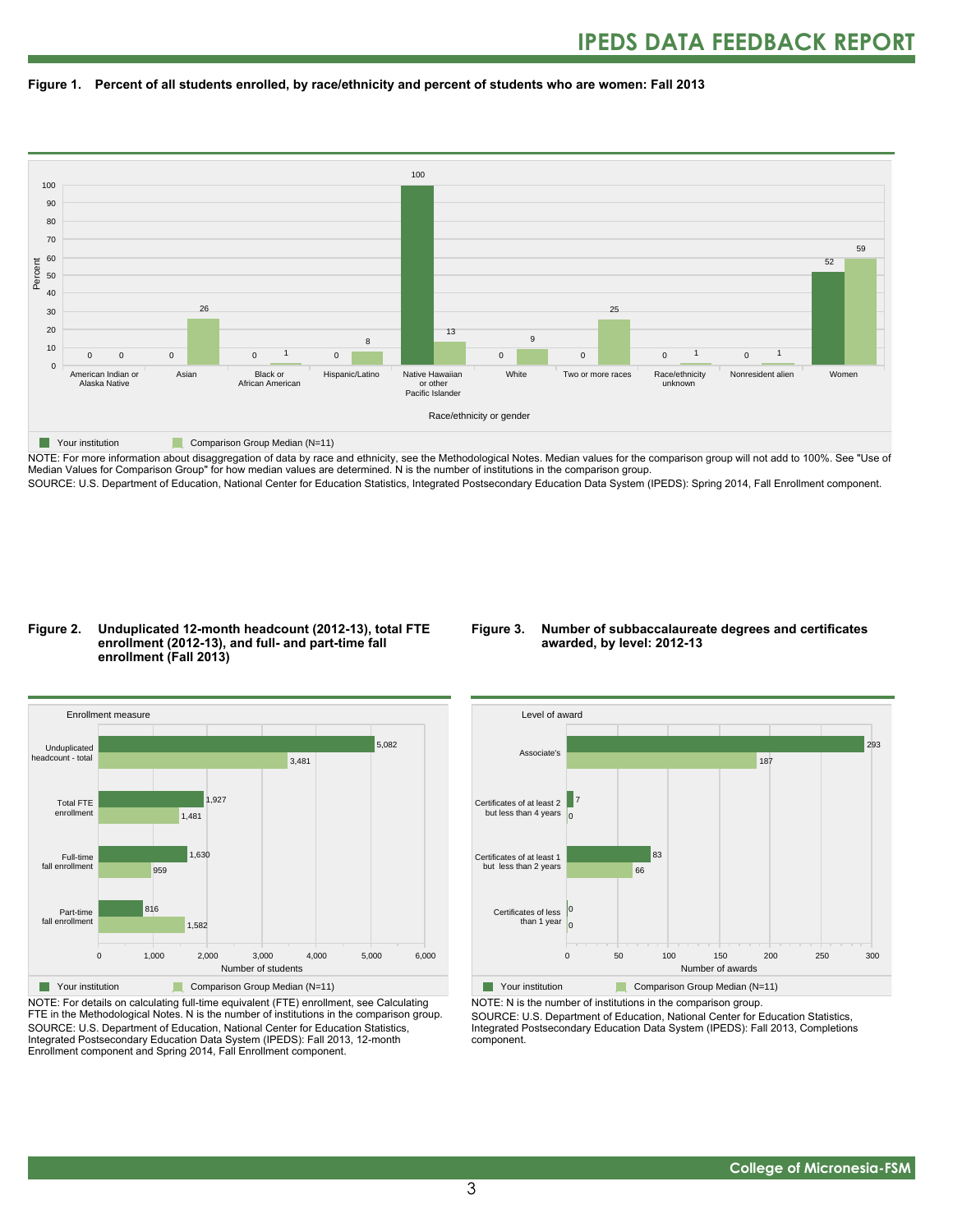**Figure 1. Percent of all students enrolled, by race/ethnicity and percent of students who are women: Fall 2013**

| Race/ethnicity or gender | Your institution | Comparison Group Median (N=11) |
|---|---|---|
| American Indian or Alaska Native | 0 | 0 |
| Asian | 0 | 26 |
| Black or African American | 0 | 1 |
| Hispanic/Latino | 0 | 8 |
| Native Hawaiian or other Pacific Islander | 100 | 13 |
| White | 0 | 9 |
| Two or more races | 0 | 25 |
| Race/ethnicity unknown | 0 | 1 |
| Nonresident alien | 0 | 1 |
| Women | 52 | 59 |

NOTE: For more information about disaggregation of data by race and ethnicity, see the Methodological Notes. Median values for the comparison group will not add to 100%. See "Use of Median Values for Comparison Group" for how median values are determined. N is the number of institutions in the comparison group.

SOURCE: U.S. Department of Education, National Center for Education Statistics, Integrated Postsecondary Education Data System (IPEDS): Spring 2014, Fall Enrollment component.

**Figure 2. Unduplicated 12-month headcount (2012-13), total FTE enrollment (2012-13), and full- and part-time fall enrollment (Fall 2013)**

| Enrollment measure | Your institution | Comparison Group Median (N=11) |
|---|---|---|
| Unduplicated headcount - total | 5,082 | 3,481 |
| Total FTE enrollment | 1,927 | 1,481 |
| Full-time fall enrollment | 1,630 | 959 |
| Part-time fall enrollment | 816 | 1,582 |

NOTE: For details on calculating full-time equivalent (FTE) enrollment, see Calculating FTE in the Methodological Notes. N is the number of institutions in the comparison group.

SOURCE: U.S. Department of Education, National Center for Education Statistics, Integrated Postsecondary Education Data System (IPEDS): Fall 2013, 12-month Enrollment component and Spring 2014, Fall Enrollment component.

**Figure 3. Number of subbaccalaureate degrees and certificates awarded, by level: 2012-13**

| Level of award | Your institution | Comparison Group Median (N=11) |
|---|---|---|
| Associate's | 293 | 187 |
| Certificates of at least 2 but less than 4 years | 7 | 0 |
| Certificates of at least 1 but less than 2 years | 83 | 66 |
| Certificates of less than 1 year | 0 | 0 |

NOTE: N is the number of institutions in the comparison group.

SOURCE: U.S. Department of Education, National Center for Education Statistics, Integrated Postsecondary Education Data System (IPEDS): Fall 2013, Completions component.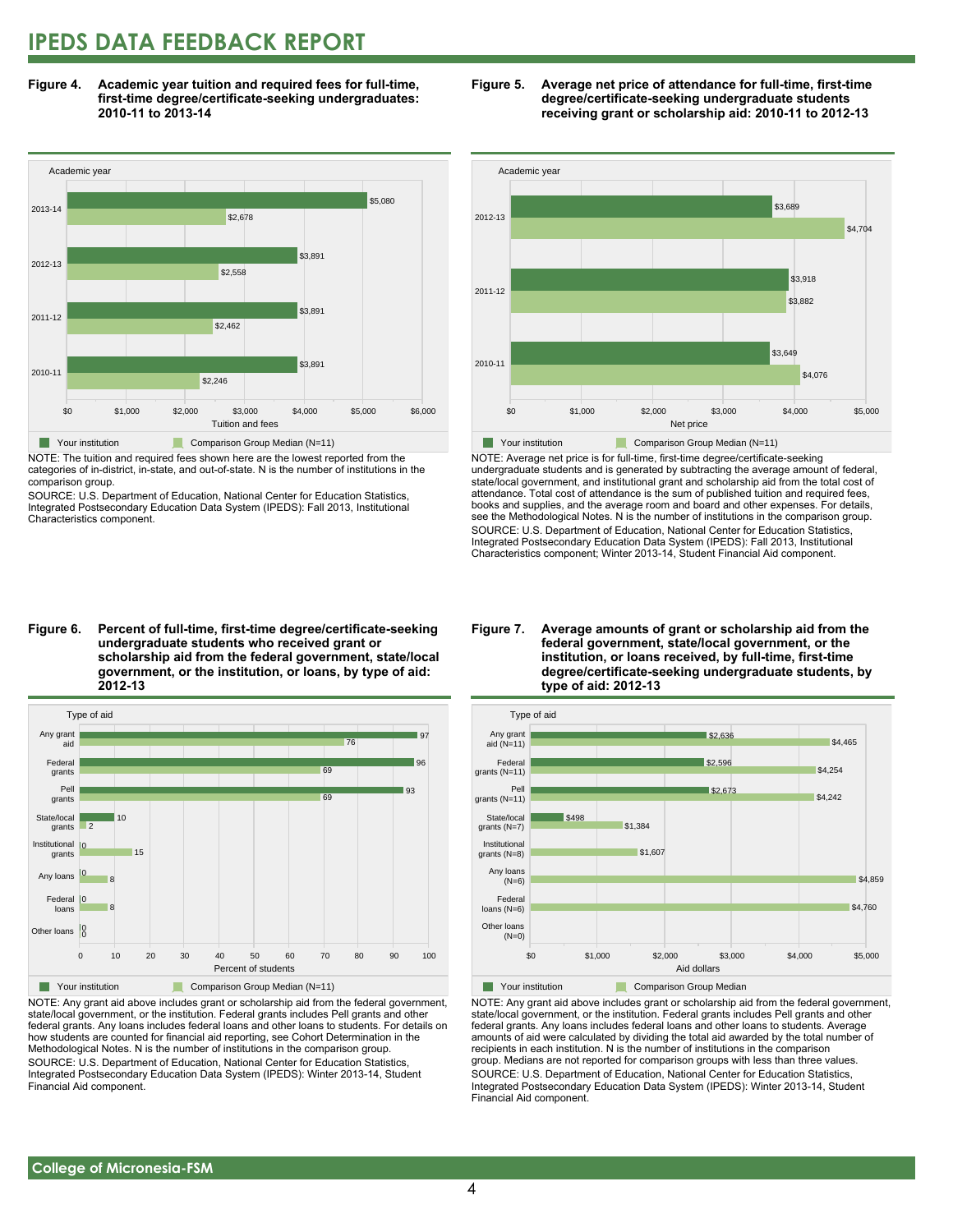# IPEDS DATA FEEDBACK REPORT

**Figure 4. Academic year tuition and required fees for full-time, first-time degree/certificate-seeking undergraduates: 2010-11 to 2013-14**

| Academic year | Your institution | Comparison Group Median (N=11) |
|---|---|---|
| 2013-14 | $5,080 | $2,678 |
| 2012-13 | $3,891 | $2,558 |
| 2011-12 | $3,891 | $2,462 |
| 2010-11 | $3,891 | $2,246 |

NOTE: The tuition and required fees shown here are the lowest reported from the categories of in-district, in-state, and out-of-state. N is the number of institutions in the comparison group.

SOURCE: U.S. Department of Education, National Center for Education Statistics, Integrated Postsecondary Education Data System (IPEDS): Fall 2013, Institutional Characteristics component.

**Figure 5. Average net price of attendance for full-time, first-time degree/certificate-seeking undergraduate students receiving grant or scholarship aid: 2010-11 to 2012-13**

| Academic year | Your institution | Comparison Group Median (N=11) |
|---|---|---|
| 2012-13 | $3,689 | $4,704 |
| 2011-12 | $3,918 | $3,882 |
| 2010-11 | $3,649 | $4,076 |

NOTE: Average net price is for full-time, first-time degree/certificate-seeking undergraduate students and is generated by subtracting the average amount of federal, state/local government, and institutional grant and scholarship aid from the total cost of attendance. Total cost of attendance is the sum of published tuition and required fees, books and supplies, and the average room and board and other expenses. For details, see the Methodological Notes. N is the number of institutions in the comparison group.

SOURCE: U.S. Department of Education, National Center for Education Statistics, Integrated Postsecondary Education Data System (IPEDS): Fall 2013, Institutional Characteristics component; Winter 2013-14, Student Financial Aid component.

**Figure 6. Percent of full-time, first-time degree/certificate-seeking undergraduate students who received grant or scholarship aid from the federal government, state/local government, or the institution, or loans, by type of aid: 2012-13**

| Type of aid | Your institution | Comparison Group Median (N=11) |
|---|---|---|
| Any grant aid | 97 | 76 |
| Federal grants | 96 | 69 |
| Pell grants | 93 | 69 |
| State/local grants | 10 | 2 |
| Institutional grants | 0 | 15 |
| Any loans | 0 | 8 |
| Federal loans | 0 | 8 |
| Other loans | 0 | 0 |

NOTE: Any grant aid above includes grant or scholarship aid from the federal government, state/local government, or the institution. Federal grants includes Pell grants and other federal grants. Any loans includes federal loans and other loans to students. For details on how students are counted for financial aid reporting, see Cohort Determination in the Methodological Notes. N is the number of institutions in the comparison group.

SOURCE: U.S. Department of Education, National Center for Education Statistics, Integrated Postsecondary Education Data System (IPEDS): Winter 2013-14, Student Financial Aid component.

**Figure 7. Average amounts of grant or scholarship aid from the federal government, state/local government, or the institution, or loans received, by full-time, first-time degree/certificate-seeking undergraduate students, by type of aid: 2012-13**

| Type of aid | Your institution | Comparison Group Median |
|---|---|---|
| Any grant aid (N=11) | $2,636 | $4,465 |
| Federal grants (N=11) | $2,596 | $4,254 |
| Pell grants (N=11) | $2,673 | $4,242 |
| State/local grants (N=7) | $498 | $1,384 |
| Institutional grants (N=8) | | $1,607 |
| Any loans (N=6) | | $4,859 |
| Federal loans (N=6) | | $4,760 |
| Other loans (N=0) | | |

NOTE: Any grant aid above includes grant or scholarship aid from the federal government, state/local government, or the institution. Federal grants includes Pell grants and other federal grants. Any loans includes federal loans and other loans to students. Average amounts of aid were calculated by dividing the total aid awarded by the total number of recipients in each institution. N is the number of institutions in the comparison group. Medians are not reported for comparison groups with less than three values.

SOURCE: U.S. Department of Education, National Center for Education Statistics, Integrated Postsecondary Education Data System (IPEDS): Winter 2013-14, Student Financial Aid component.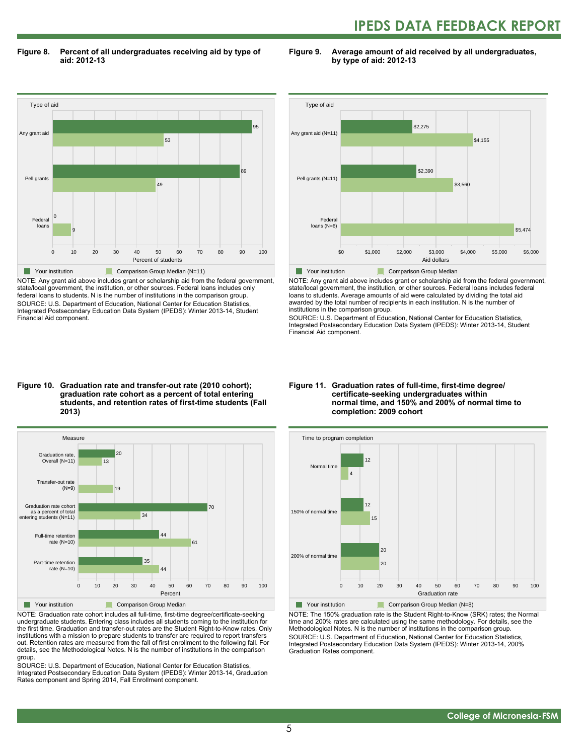**Figure 8. Percent of all undergraduates receiving aid by type of aid: 2012-13**

| Type of aid | Your institution | Comparison Group Median (N=11) |
|---|---|---|
| Any grant aid | 95 | 53 |
| Pell grants | 89 | 49 |
| Federal loans | 0 | 9 |

NOTE: Any grant aid above includes grant or scholarship aid from the federal government, state/local government, the institution, or other sources. Federal loans includes only federal loans to students. N is the number of institutions in the comparison group.
SOURCE: U.S. Department of Education, National Center for Education Statistics, Integrated Postsecondary Education Data System (IPEDS): Winter 2013-14, Student Financial Aid component.

**Figure 9. Average amount of aid received by all undergraduates, by type of aid: 2012-13**

| Type of aid | Your institution | Comparison Group Median |
|---|---|---|
| Any grant aid (N=11) | $2,275 | $4,155 |
| Pell grants (N=11) | $2,390 | $3,560 |
| Federal loans (N=6) | | $5,474 |

NOTE: Any grant aid above includes grant or scholarship aid from the federal government, state/local government, the institution, or other sources. Federal loans includes federal loans to students. Average amounts of aid were calculated by dividing the total aid awarded by the total number of recipients in each institution. N is the number of institutions in the comparison group.
SOURCE: U.S. Department of Education, National Center for Education Statistics, Integrated Postsecondary Education Data System (IPEDS): Winter 2013-14, Student Financial Aid component.

**Figure 10. Graduation rate and transfer-out rate (2010 cohort); graduation rate cohort as a percent of total entering students, and retention rates of first-time students (Fall 2013)**

| Measure | Your institution | Comparison Group Median |
|---|---|---|
| Graduation rate, Overall (N=11) | 20 | 13 |
| Transfer-out rate (N=9) | | 19 |
| Graduation rate cohort as a percent of total entering students (N=11) | 70 | 34 |
| Full-time retention rate (N=10) | 44 | 61 |
| Part-time retention rate (N=10) | 35 | 44 |

NOTE: Graduation rate cohort includes all full-time, first-time degree/certificate-seeking undergraduate students. Entering class includes all students coming to the institution for the first time. Graduation and transfer-out rates are the Student Right-to-Know rates. Only institutions with a mission to prepare students to transfer are required to report transfers out. Retention rates are measured from the fall of first enrollment to the following fall. For details, see the Methodological Notes. N is the number of institutions in the comparison group.
SOURCE: U.S. Department of Education, National Center for Education Statistics, Integrated Postsecondary Education Data System (IPEDS): Winter 2013-14, Graduation Rates component and Spring 2014, Fall Enrollment component.

**Figure 11. Graduation rates of full-time, first-time degree/certificate-seeking undergraduates within normal time, and 150% and 200% of normal time to completion: 2009 cohort**

| Time to program completion | Your institution | Comparison Group Median (N=8) |
|---|---|---|
| Normal time | 12 | 4 |
| 150% of normal time | 12 | 15 |
| 200% of normal time | 20 | 20 |

NOTE: The 150% graduation rate is the Student Right-to-Know (SRK) rates; the Normal time and 200% rates are calculated using the same methodology. For details, see the Methodological Notes. N is the number of institutions in the comparison group.
SOURCE: U.S. Department of Education, National Center for Education Statistics, Integrated Postsecondary Education Data System (IPEDS): Winter 2013-14, 200% Graduation Rates component.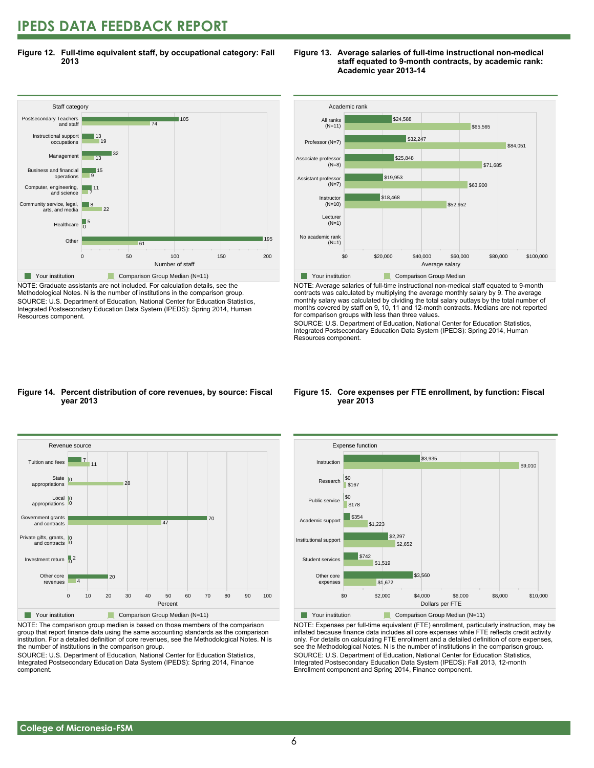# IPEDS DATA FEEDBACK REPORT

**Figure 12. Full-time equivalent staff, by occupational category: Fall 2013**

| Staff category | Your institution | Comparison Group Median (N=11) |
|---|---|---|
| Postsecondary Teachers and staff | 105 | 74 |
| Instructional support occupations | 13 | 19 |
| Management | 32 | 13 |
| Business and financial operations | 15 | 9 |
| Computer, engineering, and science | 11 | 7 |
| Community service, legal, arts, and media | 8 | 22 |
| Healthcare | 5 | 0 |
| Other | 195 | 61 |

NOTE: Graduate assistants are not included. For calculation details, see the Methodological Notes. N is the number of institutions in the comparison group.
SOURCE: U.S. Department of Education, National Center for Education Statistics, Integrated Postsecondary Education Data System (IPEDS): Spring 2014, Human Resources component.

**Figure 13. Average salaries of full-time instructional non-medical staff equated to 9-month contracts, by academic rank: Academic year 2013-14**

| Academic rank | Your institution | Comparison Group Median |
|---|---|---|
| All ranks (N=11) | $24,588 | $65,565 |
| Professor (N=7) | $32,247 | $84,051 |
| Associate professor (N=8) | $25,848 | $71,685 |
| Assistant professor (N=7) | $19,953 | $63,900 |
| Instructor (N=10) | $18,468 | $52,952 |
| Lecturer (N=1) | | |
| No academic rank (N=1) | | |

NOTE: Average salaries of full-time instructional non-medical staff equated to 9-month contracts was calculated by multiplying the average monthly salary by 9. The average monthly salary was calculated by dividing the total salary outlays by the total number of months covered by staff on 9, 10, 11 and 12-month contracts. Medians are not reported for comparison groups with less than three values.
SOURCE: U.S. Department of Education, National Center for Education Statistics, Integrated Postsecondary Education Data System (IPEDS): Spring 2014, Human Resources component.

**Figure 14. Percent distribution of core revenues, by source: Fiscal year 2013**

| Revenue source | Your institution | Comparison Group Median (N=11) |
|---|---|---|
| Tuition and fees | 7 | 11 |
| State appropriations | 0 | 28 |
| Local appropriations | 0 | 0 |
| Government grants and contracts | 70 | 47 |
| Private gifts, grants, and contracts | 0 | 0 |
| Investment return | 2 | 0 |
| Other core revenues | 20 | 4 |

NOTE: The comparison group median is based on those members of the comparison group that report finance data using the same accounting standards as the comparison institution. For a detailed definition of core revenues, see the Methodological Notes. N is the number of institutions in the comparison group.
SOURCE: U.S. Department of Education, National Center for Education Statistics, Integrated Postsecondary Education Data System (IPEDS): Spring 2014, Finance component.

**Figure 15. Core expenses per FTE enrollment, by function: Fiscal year 2013**

| Expense function | Your institution | Comparison Group Median (N=11) |
|---|---|---|
| Instruction | $3,935 | $9,010 |
| Research | $0 | $167 |
| Public service | $0 | $178 |
| Academic support | $354 | $1,223 |
| Institutional support | $2,297 | $2,652 |
| Student services | $742 | $1,519 |
| Other core expenses | $3,560 | $1,672 |

NOTE: Expenses per full-time equivalent (FTE) enrollment, particularly instruction, may be inflated because finance data includes all core expenses while FTE reflects credit activity only. For details on calculating FTE enrollment and a detailed definition of core expenses, see the Methodological Notes. N is the number of institutions in the comparison group.
SOURCE: U.S. Department of Education, National Center for Education Statistics, Integrated Postsecondary Education Data System (IPEDS): Fall 2013, 12-month Enrollment component and Spring 2014, Finance component.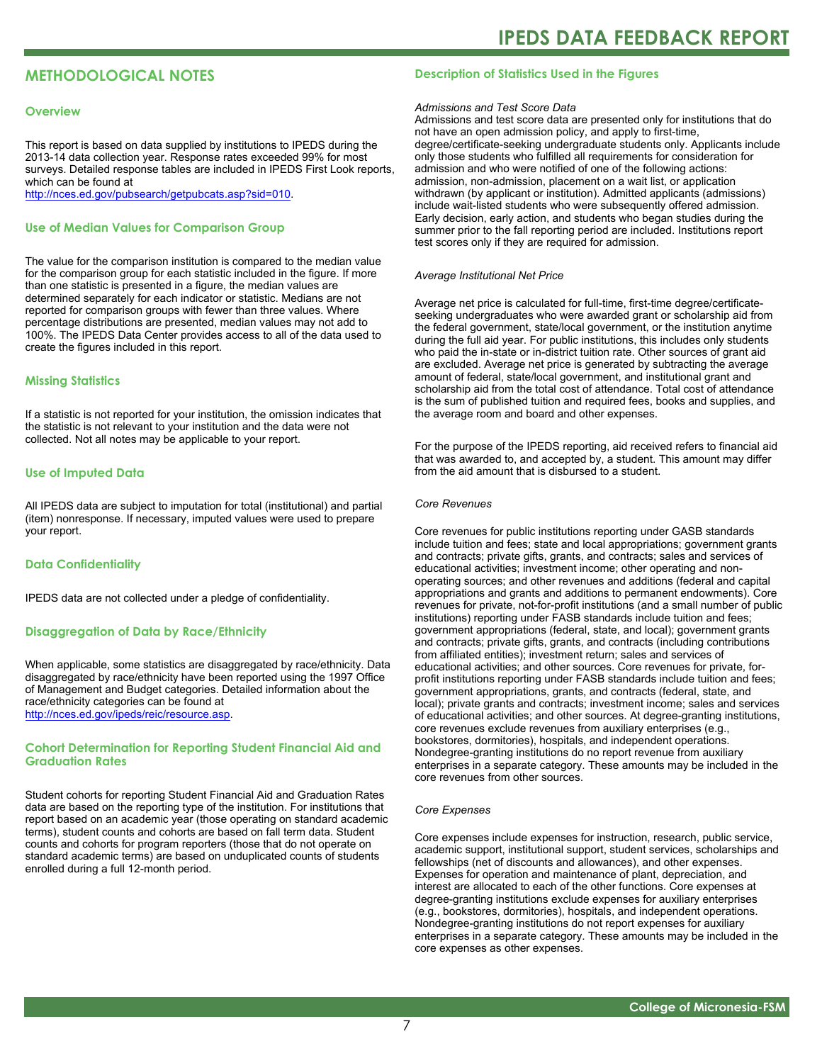## METHODOLOGICAL NOTES

### Overview

This report is based on data supplied by institutions to IPEDS during the 2013-14 data collection year. Response rates exceeded 99% for most surveys. Detailed response tables are included in IPEDS First Look reports, which can be found at http://nces.ed.gov/pubsearch/getpubcats.asp?sid=010.

### Use of Median Values for Comparison Group

The value for the comparison institution is compared to the median value for the comparison group for each statistic included in the figure. If more than one statistic is presented in a figure, the median values are determined separately for each indicator or statistic. Medians are not reported for comparison groups with fewer than three values. Where percentage distributions are presented, median values may not add to 100%. The IPEDS Data Center provides access to all of the data used to create the figures included in this report.

### Missing Statistics

If a statistic is not reported for your institution, the omission indicates that the statistic is not relevant to your institution and the data were not collected. Not all notes may be applicable to your report.

### Use of Imputed Data

All IPEDS data are subject to imputation for total (institutional) and partial (item) nonresponse. If necessary, imputed values were used to prepare your report.

### Data Confidentiality

IPEDS data are not collected under a pledge of confidentiality.

### Disaggregation of Data by Race/Ethnicity

When applicable, some statistics are disaggregated by race/ethnicity. Data disaggregated by race/ethnicity have been reported using the 1997 Office of Management and Budget categories. Detailed information about the race/ethnicity categories can be found at http://nces.ed.gov/ipeds/reic/resource.asp.

### Cohort Determination for Reporting Student Financial Aid and Graduation Rates

Student cohorts for reporting Student Financial Aid and Graduation Rates data are based on the reporting type of the institution. For institutions that report based on an academic year (those operating on standard academic terms), student counts and cohorts are based on fall term data. Student counts and cohorts for program reporters (those that do not operate on standard academic terms) are based on unduplicated counts of students enrolled during a full 12-month period.

### Description of Statistics Used in the Figures

*Admissions and Test Score Data*

Admissions and test score data are presented only for institutions that do not have an open admission policy, and apply to first-time, degree/certificate-seeking undergraduate students only. Applicants include only those students who fulfilled all requirements for consideration for admission and who were notified of one of the following actions: admission, non-admission, placement on a wait list, or application withdrawn (by applicant or institution). Admitted applicants (admissions) include wait-listed students who were subsequently offered admission. Early decision, early action, and students who began studies during the summer prior to the fall reporting period are included. Institutions report test scores only if they are required for admission.

*Average Institutional Net Price*

Average net price is calculated for full-time, first-time degree/certificate-seeking undergraduates who were awarded grant or scholarship aid from the federal government, state/local government, or the institution anytime during the full aid year. For public institutions, this includes only students who paid the in-state or in-district tuition rate. Other sources of grant aid are excluded. Average net price is generated by subtracting the average amount of federal, state/local government, and institutional grant and scholarship aid from the total cost of attendance. Total cost of attendance is the sum of published tuition and required fees, books and supplies, and the average room and board and other expenses.

For the purpose of the IPEDS reporting, aid received refers to financial aid that was awarded to, and accepted by, a student. This amount may differ from the aid amount that is disbursed to a student.

*Core Revenues*

Core revenues for public institutions reporting under GASB standards include tuition and fees; state and local appropriations; government grants and contracts; private gifts, grants, and contracts; sales and services of educational activities; investment income; other operating and non-operating sources; and other revenues and additions (federal and capital appropriations and grants and additions to permanent endowments). Core revenues for private, not-for-profit institutions (and a small number of public institutions) reporting under FASB standards include tuition and fees; government appropriations (federal, state, and local); government grants and contracts; private gifts, grants, and contracts (including contributions from affiliated entities); investment return; sales and services of educational activities; and other sources. Core revenues for private, for-profit institutions reporting under FASB standards include tuition and fees; government appropriations, grants, and contracts (federal, state, and local); private grants and contracts; investment income; sales and services of educational activities; and other sources. At degree-granting institutions, core revenues exclude revenues from auxiliary enterprises (e.g., bookstores, dormitories), hospitals, and independent operations. Nondegree-granting institutions do no report revenue from auxiliary enterprises in a separate category. These amounts may be included in the core revenues from other sources.

*Core Expenses*

Core expenses include expenses for instruction, research, public service, academic support, institutional support, student services, scholarships and fellowships (net of discounts and allowances), and other expenses. Expenses for operation and maintenance of plant, depreciation, and interest are allocated to each of the other functions. Core expenses at degree-granting institutions exclude expenses for auxiliary enterprises (e.g., bookstores, dormitories), hospitals, and independent operations. Nondegree-granting institutions do not report expenses for auxiliary enterprises in a separate category. These amounts may be included in the core expenses as other expenses.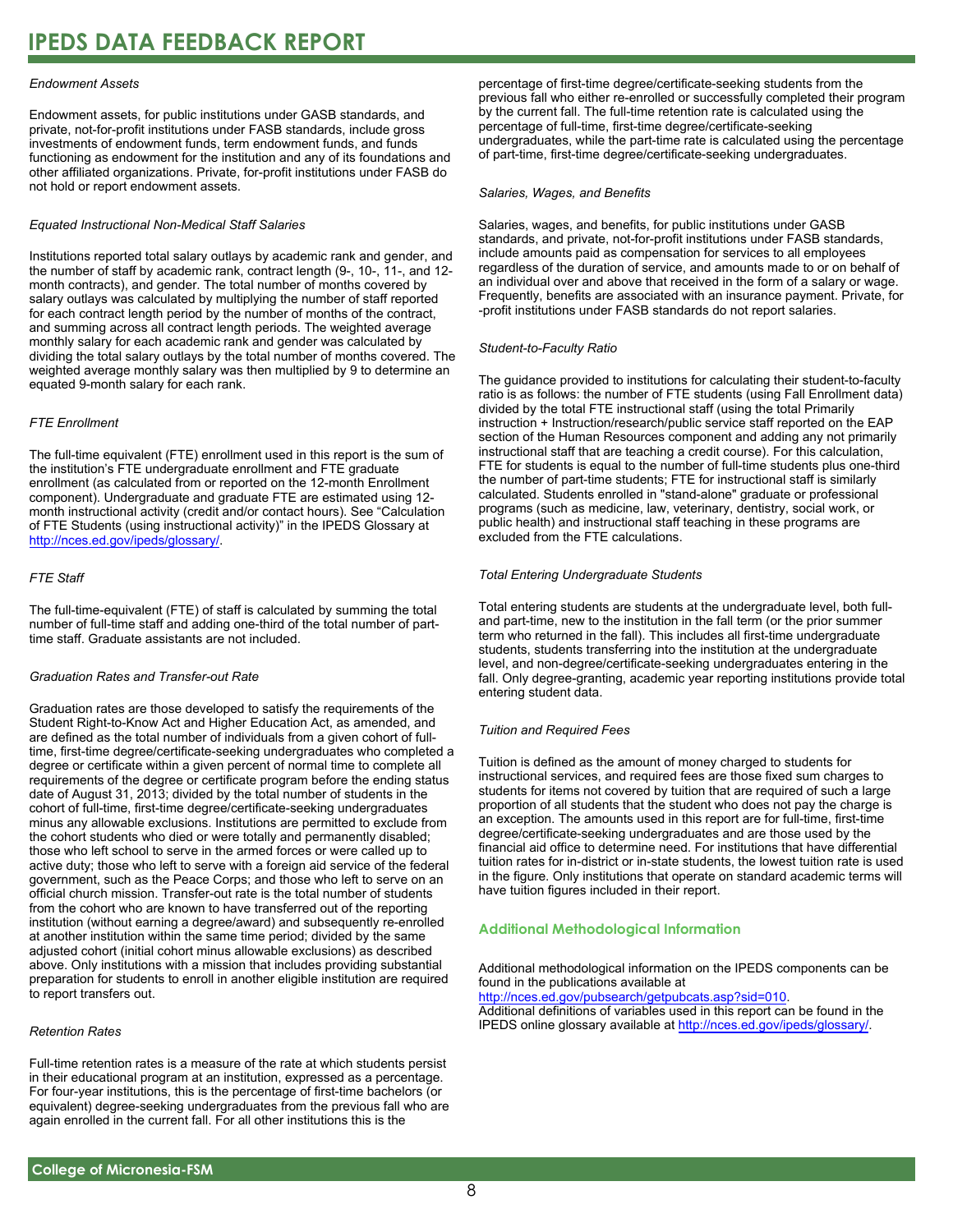*Endowment Assets*

Endowment assets, for public institutions under GASB standards, and private, not-for-profit institutions under FASB standards, include gross investments of endowment funds, term endowment funds, and funds functioning as endowment for the institution and any of its foundations and other affiliated organizations. Private, for-profit institutions under FASB do not hold or report endowment assets.

*Equated Instructional Non-Medical Staff Salaries*

Institutions reported total salary outlays by academic rank and gender, and the number of staff by academic rank, contract length (9-, 10-, 11-, and 12-month contracts), and gender. The total number of months covered by salary outlays was calculated by multiplying the number of staff reported for each contract length period by the number of months of the contract, and summing across all contract length periods. The weighted average monthly salary for each academic rank and gender was calculated by dividing the total salary outlays by the total number of months covered. The weighted average monthly salary was then multiplied by 9 to determine an equated 9-month salary for each rank.

*FTE Enrollment*

The full-time equivalent (FTE) enrollment used in this report is the sum of the institution's FTE undergraduate enrollment and FTE graduate enrollment (as calculated from or reported on the 12-month Enrollment component). Undergraduate and graduate FTE are estimated using 12-month instructional activity (credit and/or contact hours). See "Calculation of FTE Students (using instructional activity)" in the IPEDS Glossary at http://nces.ed.gov/ipeds/glossary/.

*FTE Staff*

The full-time-equivalent (FTE) of staff is calculated by summing the total number of full-time staff and adding one-third of the total number of part-time staff. Graduate assistants are not included.

*Graduation Rates and Transfer-out Rate*

Graduation rates are those developed to satisfy the requirements of the Student Right-to-Know Act and Higher Education Act, as amended, and are defined as the total number of individuals from a given cohort of full-time, first-time degree/certificate-seeking undergraduates who completed a degree or certificate within a given percent of normal time to complete all requirements of the degree or certificate program before the ending status date of August 31, 2013; divided by the total number of students in the cohort of full-time, first-time degree/certificate-seeking undergraduates minus any allowable exclusions. Institutions are permitted to exclude from the cohort students who died or were totally and permanently disabled; those who left school to serve in the armed forces or were called up to active duty; those who left to serve with a foreign aid service of the federal government, such as the Peace Corps; and those who left to serve on an official church mission. Transfer-out rate is the total number of students from the cohort who are known to have transferred out of the reporting institution (without earning a degree/award) and subsequently re-enrolled at another institution within the same time period; divided by the same adjusted cohort (initial cohort minus allowable exclusions) as described above. Only institutions with a mission that includes providing substantial preparation for students to enroll in another eligible institution are required to report transfers out.

*Retention Rates*

Full-time retention rates is a measure of the rate at which students persist in their educational program at an institution, expressed as a percentage. For four-year institutions, this is the percentage of first-time bachelors (or equivalent) degree-seeking undergraduates from the previous fall who are again enrolled in the current fall. For all other institutions this is the percentage of first-time degree/certificate-seeking students from the previous fall who either re-enrolled or successfully completed their program by the current fall. The full-time retention rate is calculated using the percentage of full-time, first-time degree/certificate-seeking undergraduates, while the part-time rate is calculated using the percentage of part-time, first-time degree/certificate-seeking undergraduates.

*Salaries, Wages, and Benefits*

Salaries, wages, and benefits, for public institutions under GASB standards, and private, not-for-profit institutions under FASB standards, include amounts paid as compensation for services to all employees regardless of the duration of service, and amounts made to or on behalf of an individual over and above that received in the form of a salary or wage. Frequently, benefits are associated with an insurance payment. Private, for-profit institutions under FASB standards do not report salaries.

*Student-to-Faculty Ratio*

The guidance provided to institutions for calculating their student-to-faculty ratio is as follows: the number of FTE students (using Fall Enrollment data) divided by the total FTE instructional staff (using the total Primarily instruction + Instruction/research/public service staff reported on the EAP section of the Human Resources component and adding any not primarily instructional staff that are teaching a credit course). For this calculation, FTE for students is equal to the number of full-time students plus one-third the number of part-time students; FTE for instructional staff is similarly calculated. Students enrolled in "stand-alone" graduate or professional programs (such as medicine, law, veterinary, dentistry, social work, or public health) and instructional staff teaching in these programs are excluded from the FTE calculations.

*Total Entering Undergraduate Students*

Total entering students are students at the undergraduate level, both full- and part-time, new to the institution in the fall term (or the prior summer term who returned in the fall). This includes all first-time undergraduate students, students transferring into the institution at the undergraduate level, and non-degree/certificate-seeking undergraduates entering in the fall. Only degree-granting, academic year reporting institutions provide total entering student data.

*Tuition and Required Fees*

Tuition is defined as the amount of money charged to students for instructional services, and required fees are those fixed sum charges to students for items not covered by tuition that are required of such a large proportion of all students that the student who does not pay the charge is an exception. The amounts used in this report are for full-time, first-time degree/certificate-seeking undergraduates and are those used by the financial aid office to determine need. For institutions that have differential tuition rates for in-district or in-state students, the lowest tuition rate is used in the figure. Only institutions that operate on standard academic terms will have tuition figures included in their report.

## Additional Methodological Information

Additional methodological information on the IPEDS components can be found in the publications available at http://nces.ed.gov/pubsearch/getpubcats.asp?sid=010.
Additional definitions of variables used in this report can be found in the IPEDS online glossary available at http://nces.ed.gov/ipeds/glossary/.